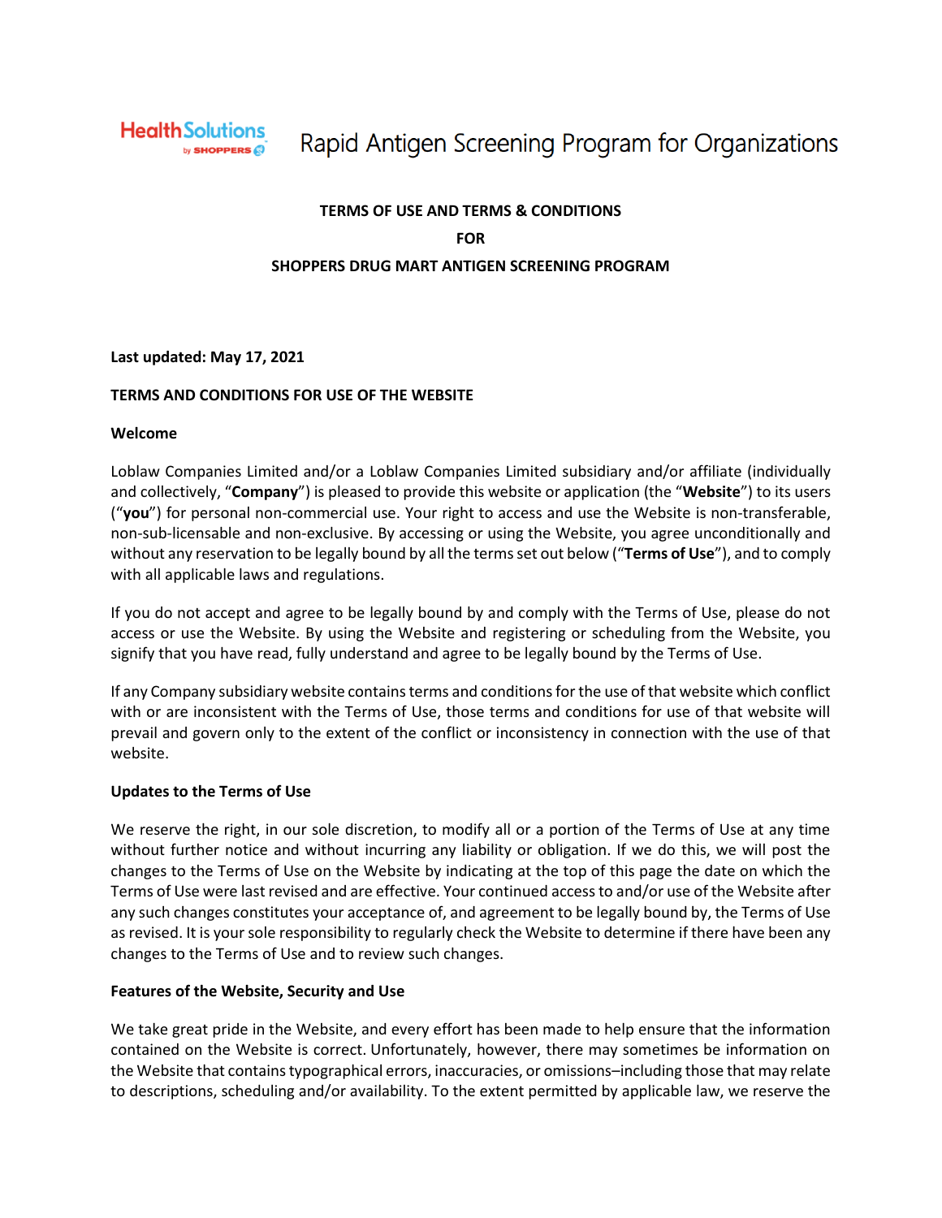HealthSolutions by SHOPPERS Rapid Antigen Screening Program for Organizations

# TERMS OF USE AND TERMS & CONDITIONS FOR SHOPPERS DRUG MART ANTIGEN SCREENING PROGRAM

**Last updated: May 17, 2021**

## TERMS AND CONDITIONS FOR USE OF THE WEBSITE

### Welcome

Loblaw Companies Limited and/or a Loblaw Companies Limited subsidiary and/or affiliate (individually and collectively, "**Company**") is pleased to provide this website or application (the "**Website**") to its users ("**you**") for personal non-commercial use. Your right to access and use the Website is non-transferable, non-sub-licensable and non-exclusive. By accessing or using the Website, you agree unconditionally and without any reservation to be legally bound by all the terms set out below ("**Terms of Use**"), and to comply with all applicable laws and regulations.

If you do not accept and agree to be legally bound by and comply with the Terms of Use, please do not access or use the Website. By using the Website and registering or scheduling from the Website, you signify that you have read, fully understand and agree to be legally bound by the Terms of Use.

If any Company subsidiary website contains terms and conditions for the use of that website which conflict with or are inconsistent with the Terms of Use, those terms and conditions for use of that website will prevail and govern only to the extent of the conflict or inconsistency in connection with the use of that website.

### Updates to the Terms of Use

We reserve the right, in our sole discretion, to modify all or a portion of the Terms of Use at any time without further notice and without incurring any liability or obligation. If we do this, we will post the changes to the Terms of Use on the Website by indicating at the top of this page the date on which the Terms of Use were last revised and are effective. Your continued access to and/or use of the Website after any such changes constitutes your acceptance of, and agreement to be legally bound by, the Terms of Use as revised. It is your sole responsibility to regularly check the Website to determine if there have been any changes to the Terms of Use and to review such changes.

### Features of the Website, Security and Use

We take great pride in the Website, and every effort has been made to help ensure that the information contained on the Website is correct. Unfortunately, however, there may sometimes be information on the Website that contains typographical errors, inaccuracies, or omissions–including those that may relate to descriptions, scheduling and/or availability. To the extent permitted by applicable law, we reserve the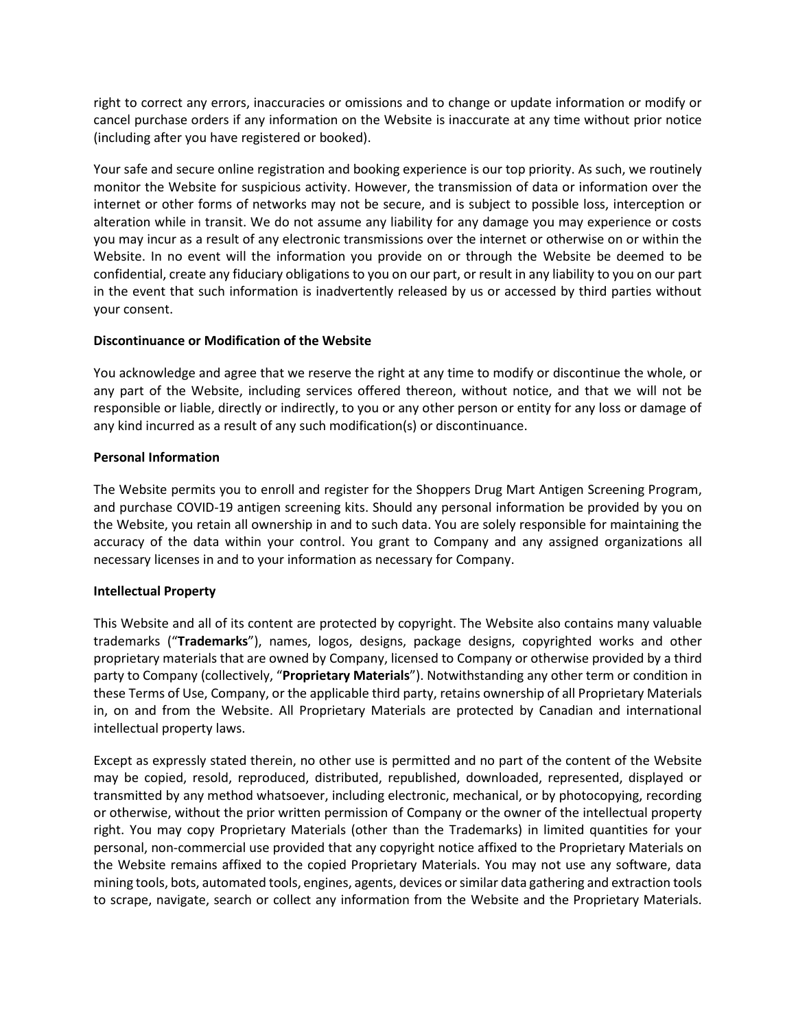right to correct any errors, inaccuracies or omissions and to change or update information or modify or cancel purchase orders if any information on the Website is inaccurate at any time without prior notice (including after you have registered or booked).

Your safe and secure online registration and booking experience is our top priority. As such, we routinely monitor the Website for suspicious activity. However, the transmission of data or information over the internet or other forms of networks may not be secure, and is subject to possible loss, interception or alteration while in transit. We do not assume any liability for any damage you may experience or costs you may incur as a result of any electronic transmissions over the internet or otherwise on or within the Website. In no event will the information you provide on or through the Website be deemed to be confidential, create any fiduciary obligations to you on our part, or result in any liability to you on our part in the event that such information is inadvertently released by us or accessed by third parties without your consent.

**Discontinuance or Modification of the Website**

You acknowledge and agree that we reserve the right at any time to modify or discontinue the whole, or any part of the Website, including services offered thereon, without notice, and that we will not be responsible or liable, directly or indirectly, to you or any other person or entity for any loss or damage of any kind incurred as a result of any such modification(s) or discontinuance.

**Personal Information**

The Website permits you to enroll and register for the Shoppers Drug Mart Antigen Screening Program, and purchase COVID-19 antigen screening kits. Should any personal information be provided by you on the Website, you retain all ownership in and to such data. You are solely responsible for maintaining the accuracy of the data within your control. You grant to Company and any assigned organizations all necessary licenses in and to your information as necessary for Company.

**Intellectual Property**

This Website and all of its content are protected by copyright. The Website also contains many valuable trademarks ("**Trademarks**"), names, logos, designs, package designs, copyrighted works and other proprietary materials that are owned by Company, licensed to Company or otherwise provided by a third party to Company (collectively, "**Proprietary Materials**"). Notwithstanding any other term or condition in these Terms of Use, Company, or the applicable third party, retains ownership of all Proprietary Materials in, on and from the Website. All Proprietary Materials are protected by Canadian and international intellectual property laws.

Except as expressly stated therein, no other use is permitted and no part of the content of the Website may be copied, resold, reproduced, distributed, republished, downloaded, represented, displayed or transmitted by any method whatsoever, including electronic, mechanical, or by photocopying, recording or otherwise, without the prior written permission of Company or the owner of the intellectual property right. You may copy Proprietary Materials (other than the Trademarks) in limited quantities for your personal, non-commercial use provided that any copyright notice affixed to the Proprietary Materials on the Website remains affixed to the copied Proprietary Materials. You may not use any software, data mining tools, bots, automated tools, engines, agents, devices or similar data gathering and extraction tools to scrape, navigate, search or collect any information from the Website and the Proprietary Materials.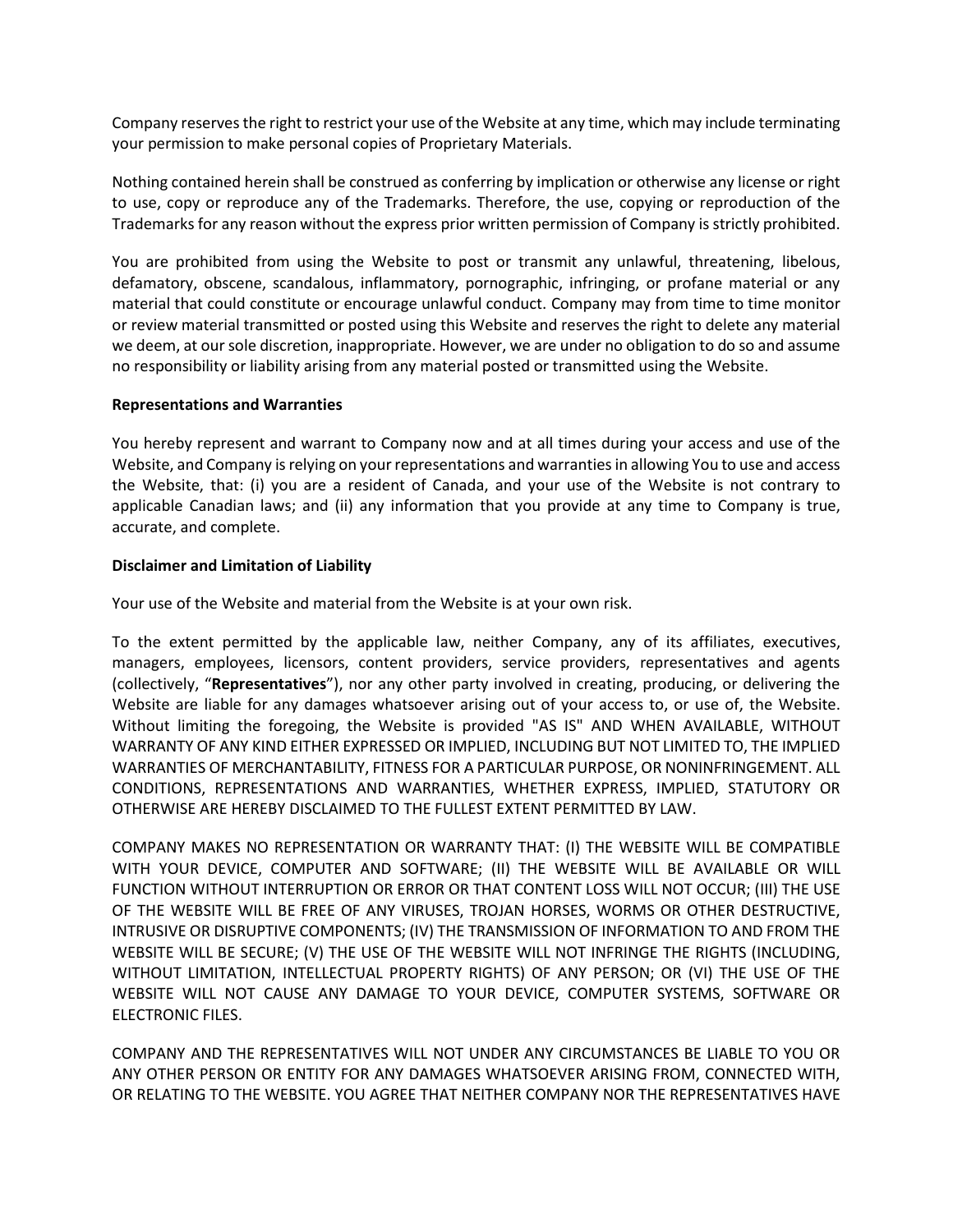Company reserves the right to restrict your use of the Website at any time, which may include terminating your permission to make personal copies of Proprietary Materials.

Nothing contained herein shall be construed as conferring by implication or otherwise any license or right to use, copy or reproduce any of the Trademarks. Therefore, the use, copying or reproduction of the Trademarks for any reason without the express prior written permission of Company is strictly prohibited.

You are prohibited from using the Website to post or transmit any unlawful, threatening, libelous, defamatory, obscene, scandalous, inflammatory, pornographic, infringing, or profane material or any material that could constitute or encourage unlawful conduct. Company may from time to time monitor or review material transmitted or posted using this Website and reserves the right to delete any material we deem, at our sole discretion, inappropriate. However, we are under no obligation to do so and assume no responsibility or liability arising from any material posted or transmitted using the Website.

**Representations and Warranties**

You hereby represent and warrant to Company now and at all times during your access and use of the Website, and Company is relying on your representations and warranties in allowing You to use and access the Website, that: (i) you are a resident of Canada, and your use of the Website is not contrary to applicable Canadian laws; and (ii) any information that you provide at any time to Company is true, accurate, and complete.

**Disclaimer and Limitation of Liability**

Your use of the Website and material from the Website is at your own risk.

To the extent permitted by the applicable law, neither Company, any of its affiliates, executives, managers, employees, licensors, content providers, service providers, representatives and agents (collectively, "**Representatives**"), nor any other party involved in creating, producing, or delivering the Website are liable for any damages whatsoever arising out of your access to, or use of, the Website. Without limiting the foregoing, the Website is provided "AS IS" AND WHEN AVAILABLE, WITHOUT WARRANTY OF ANY KIND EITHER EXPRESSED OR IMPLIED, INCLUDING BUT NOT LIMITED TO, THE IMPLIED WARRANTIES OF MERCHANTABILITY, FITNESS FOR A PARTICULAR PURPOSE, OR NONINFRINGEMENT. ALL CONDITIONS, REPRESENTATIONS AND WARRANTIES, WHETHER EXPRESS, IMPLIED, STATUTORY OR OTHERWISE ARE HEREBY DISCLAIMED TO THE FULLEST EXTENT PERMITTED BY LAW.

COMPANY MAKES NO REPRESENTATION OR WARRANTY THAT: (I) THE WEBSITE WILL BE COMPATIBLE WITH YOUR DEVICE, COMPUTER AND SOFTWARE; (II) THE WEBSITE WILL BE AVAILABLE OR WILL FUNCTION WITHOUT INTERRUPTION OR ERROR OR THAT CONTENT LOSS WILL NOT OCCUR; (III) THE USE OF THE WEBSITE WILL BE FREE OF ANY VIRUSES, TROJAN HORSES, WORMS OR OTHER DESTRUCTIVE, INTRUSIVE OR DISRUPTIVE COMPONENTS; (IV) THE TRANSMISSION OF INFORMATION TO AND FROM THE WEBSITE WILL BE SECURE; (V) THE USE OF THE WEBSITE WILL NOT INFRINGE THE RIGHTS (INCLUDING, WITHOUT LIMITATION, INTELLECTUAL PROPERTY RIGHTS) OF ANY PERSON; OR (VI) THE USE OF THE WEBSITE WILL NOT CAUSE ANY DAMAGE TO YOUR DEVICE, COMPUTER SYSTEMS, SOFTWARE OR ELECTRONIC FILES.

COMPANY AND THE REPRESENTATIVES WILL NOT UNDER ANY CIRCUMSTANCES BE LIABLE TO YOU OR ANY OTHER PERSON OR ENTITY FOR ANY DAMAGES WHATSOEVER ARISING FROM, CONNECTED WITH, OR RELATING TO THE WEBSITE. YOU AGREE THAT NEITHER COMPANY NOR THE REPRESENTATIVES HAVE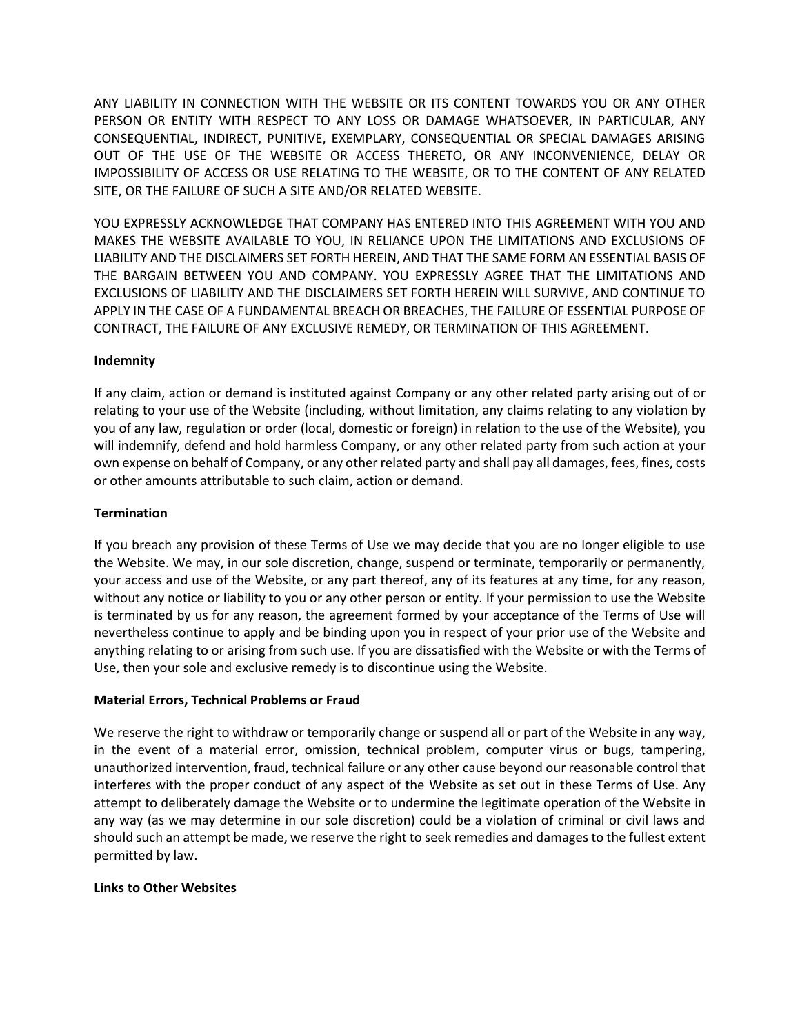ANY LIABILITY IN CONNECTION WITH THE WEBSITE OR ITS CONTENT TOWARDS YOU OR ANY OTHER PERSON OR ENTITY WITH RESPECT TO ANY LOSS OR DAMAGE WHATSOEVER, IN PARTICULAR, ANY CONSEQUENTIAL, INDIRECT, PUNITIVE, EXEMPLARY, CONSEQUENTIAL OR SPECIAL DAMAGES ARISING OUT OF THE USE OF THE WEBSITE OR ACCESS THERETO, OR ANY INCONVENIENCE, DELAY OR IMPOSSIBILITY OF ACCESS OR USE RELATING TO THE WEBSITE, OR TO THE CONTENT OF ANY RELATED SITE, OR THE FAILURE OF SUCH A SITE AND/OR RELATED WEBSITE.

YOU EXPRESSLY ACKNOWLEDGE THAT COMPANY HAS ENTERED INTO THIS AGREEMENT WITH YOU AND MAKES THE WEBSITE AVAILABLE TO YOU, IN RELIANCE UPON THE LIMITATIONS AND EXCLUSIONS OF LIABILITY AND THE DISCLAIMERS SET FORTH HEREIN, AND THAT THE SAME FORM AN ESSENTIAL BASIS OF THE BARGAIN BETWEEN YOU AND COMPANY. YOU EXPRESSLY AGREE THAT THE LIMITATIONS AND EXCLUSIONS OF LIABILITY AND THE DISCLAIMERS SET FORTH HEREIN WILL SURVIVE, AND CONTINUE TO APPLY IN THE CASE OF A FUNDAMENTAL BREACH OR BREACHES, THE FAILURE OF ESSENTIAL PURPOSE OF CONTRACT, THE FAILURE OF ANY EXCLUSIVE REMEDY, OR TERMINATION OF THIS AGREEMENT.

**Indemnity**

If any claim, action or demand is instituted against Company or any other related party arising out of or relating to your use of the Website (including, without limitation, any claims relating to any violation by you of any law, regulation or order (local, domestic or foreign) in relation to the use of the Website), you will indemnify, defend and hold harmless Company, or any other related party from such action at your own expense on behalf of Company, or any other related party and shall pay all damages, fees, fines, costs or other amounts attributable to such claim, action or demand.

**Termination**

If you breach any provision of these Terms of Use we may decide that you are no longer eligible to use the Website. We may, in our sole discretion, change, suspend or terminate, temporarily or permanently, your access and use of the Website, or any part thereof, any of its features at any time, for any reason, without any notice or liability to you or any other person or entity. If your permission to use the Website is terminated by us for any reason, the agreement formed by your acceptance of the Terms of Use will nevertheless continue to apply and be binding upon you in respect of your prior use of the Website and anything relating to or arising from such use. If you are dissatisfied with the Website or with the Terms of Use, then your sole and exclusive remedy is to discontinue using the Website.

**Material Errors, Technical Problems or Fraud**

We reserve the right to withdraw or temporarily change or suspend all or part of the Website in any way, in the event of a material error, omission, technical problem, computer virus or bugs, tampering, unauthorized intervention, fraud, technical failure or any other cause beyond our reasonable control that interferes with the proper conduct of any aspect of the Website as set out in these Terms of Use. Any attempt to deliberately damage the Website or to undermine the legitimate operation of the Website in any way (as we may determine in our sole discretion) could be a violation of criminal or civil laws and should such an attempt be made, we reserve the right to seek remedies and damages to the fullest extent permitted by law.

**Links to Other Websites**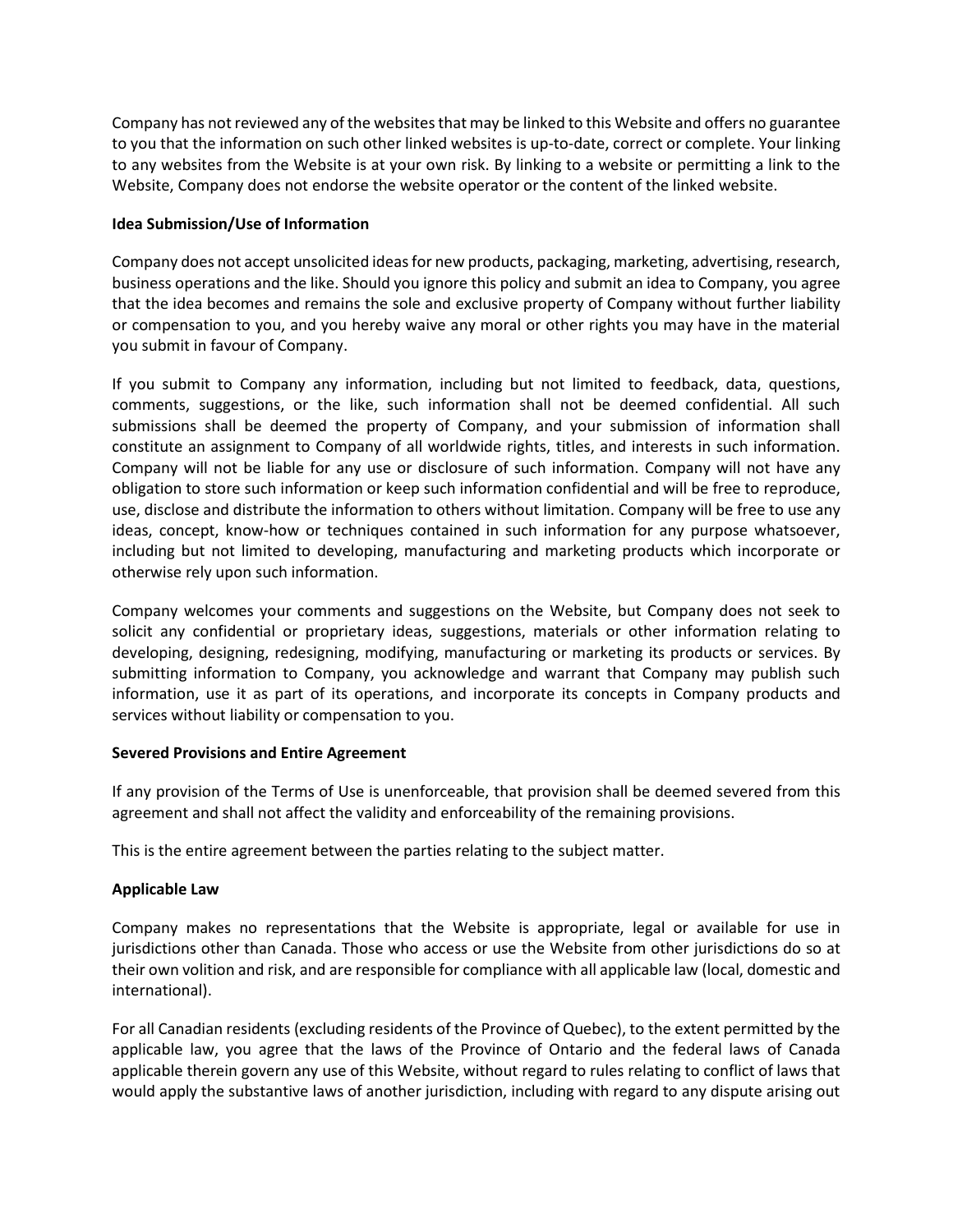Company has not reviewed any of the websites that may be linked to this Website and offers no guarantee to you that the information on such other linked websites is up-to-date, correct or complete. Your linking to any websites from the Website is at your own risk. By linking to a website or permitting a link to the Website, Company does not endorse the website operator or the content of the linked website.

**Idea Submission/Use of Information**

Company does not accept unsolicited ideas for new products, packaging, marketing, advertising, research, business operations and the like. Should you ignore this policy and submit an idea to Company, you agree that the idea becomes and remains the sole and exclusive property of Company without further liability or compensation to you, and you hereby waive any moral or other rights you may have in the material you submit in favour of Company.

If you submit to Company any information, including but not limited to feedback, data, questions, comments, suggestions, or the like, such information shall not be deemed confidential. All such submissions shall be deemed the property of Company, and your submission of information shall constitute an assignment to Company of all worldwide rights, titles, and interests in such information. Company will not be liable for any use or disclosure of such information. Company will not have any obligation to store such information or keep such information confidential and will be free to reproduce, use, disclose and distribute the information to others without limitation. Company will be free to use any ideas, concept, know-how or techniques contained in such information for any purpose whatsoever, including but not limited to developing, manufacturing and marketing products which incorporate or otherwise rely upon such information.

Company welcomes your comments and suggestions on the Website, but Company does not seek to solicit any confidential or proprietary ideas, suggestions, materials or other information relating to developing, designing, redesigning, modifying, manufacturing or marketing its products or services. By submitting information to Company, you acknowledge and warrant that Company may publish such information, use it as part of its operations, and incorporate its concepts in Company products and services without liability or compensation to you.

**Severed Provisions and Entire Agreement**

If any provision of the Terms of Use is unenforceable, that provision shall be deemed severed from this agreement and shall not affect the validity and enforceability of the remaining provisions.

This is the entire agreement between the parties relating to the subject matter.

**Applicable Law**

Company makes no representations that the Website is appropriate, legal or available for use in jurisdictions other than Canada. Those who access or use the Website from other jurisdictions do so at their own volition and risk, and are responsible for compliance with all applicable law (local, domestic and international).

For all Canadian residents (excluding residents of the Province of Quebec), to the extent permitted by the applicable law, you agree that the laws of the Province of Ontario and the federal laws of Canada applicable therein govern any use of this Website, without regard to rules relating to conflict of laws that would apply the substantive laws of another jurisdiction, including with regard to any dispute arising out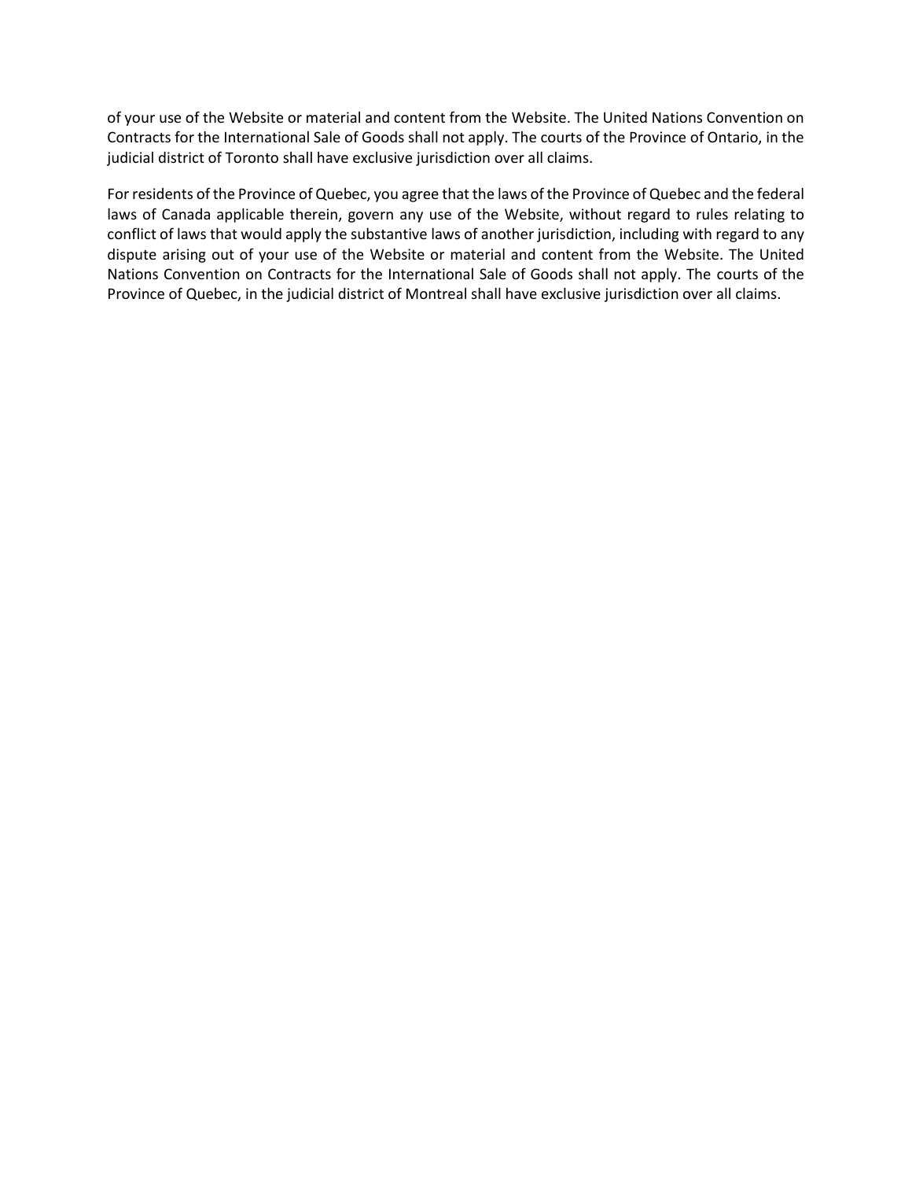of your use of the Website or material and content from the Website. The United Nations Convention on Contracts for the International Sale of Goods shall not apply. The courts of the Province of Ontario, in the judicial district of Toronto shall have exclusive jurisdiction over all claims.

For residents of the Province of Quebec, you agree that the laws of the Province of Quebec and the federal laws of Canada applicable therein, govern any use of the Website, without regard to rules relating to conflict of laws that would apply the substantive laws of another jurisdiction, including with regard to any dispute arising out of your use of the Website or material and content from the Website. The United Nations Convention on Contracts for the International Sale of Goods shall not apply. The courts of the Province of Quebec, in the judicial district of Montreal shall have exclusive jurisdiction over all claims.